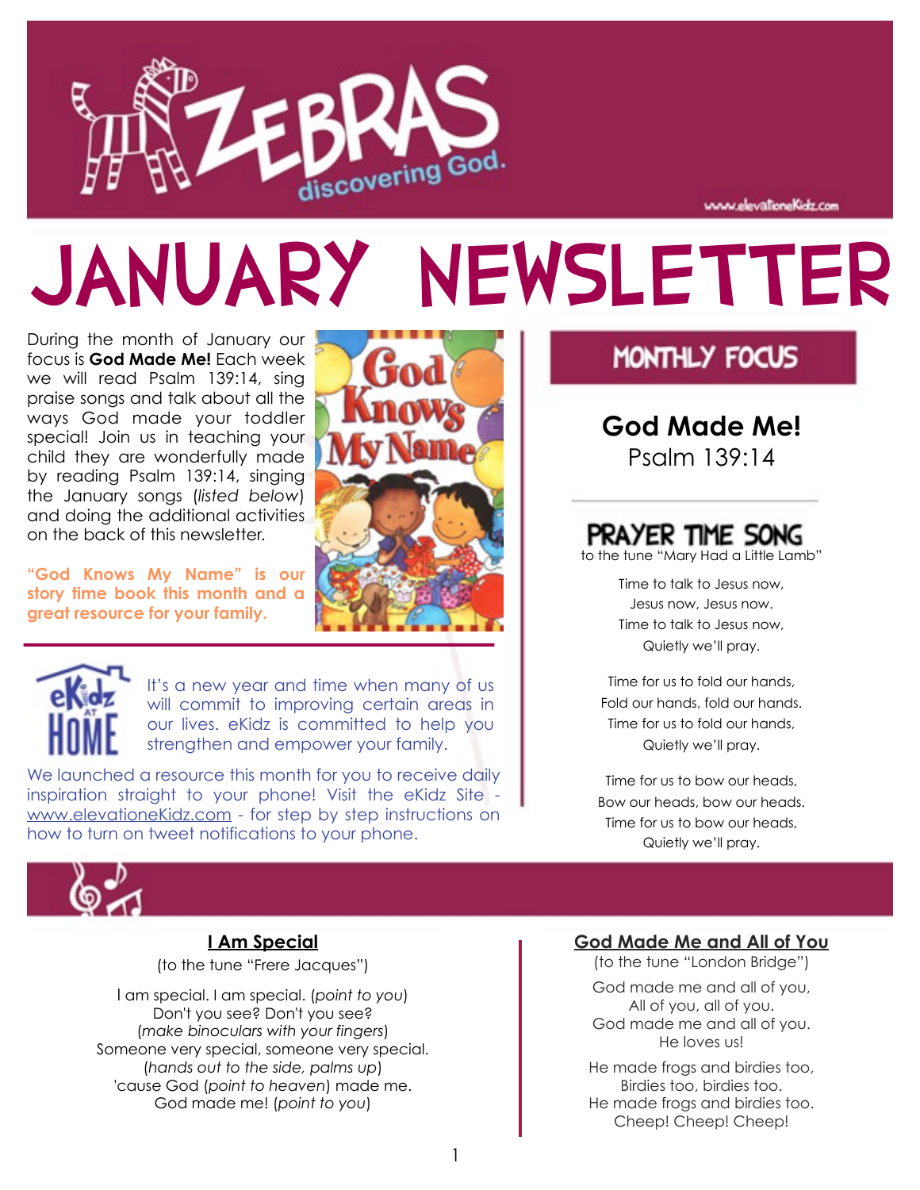# ZEBRAS discovering God.

www.elevationeKidz.com

# JANUARY NEWSLETTER

During the month of January our focus is **God Made Me!** Each week we will read Psalm 139:14, sing praise songs and talk about all the ways God made your toddler special! Join us in teaching your child they are wonderfully made by reading Psalm 139:14, singing the January songs (*listed below*) and doing the additional activities on the back of this newsletter.

**"God Knows My Name" is our story time book this month and a great resource for your family.**

It's a new year and time when many of us will commit to improving certain areas in our lives. eKidz is committed to help you strengthen and empower your family.

We launched a resource this month for you to receive daily inspiration straight to your phone! Visit the eKidz Site - www.elevationeKidz.com - for step by step instructions on how to turn on tweet notifications to your phone.

## MONTHLY FOCUS

**God Made Me!**
Psalm 139:14

## PRAYER TIME SONG

to the tune "Mary Had a Little Lamb"

Time to talk to Jesus now,
Jesus now, Jesus now.
Time to talk to Jesus now,
Quietly we'll pray.

Time for us to fold our hands,
Fold our hands, fold our hands.
Time for us to fold our hands,
Quietly we'll pray.

Time for us to bow our heads,
Bow our heads, bow our heads.
Time for us to bow our heads,
Quietly we'll pray.

### I Am Special

(to the tune "Frere Jacques")

I am special. I am special. (*point to you*)
Don't you see? Don't you see?
(*make binoculars with your fingers*)
Someone very special, someone very special.
(*hands out to the side, palms up*)
'cause God (*point to heaven*) made me.
God made me! (*point to you*)

### God Made Me and All of You

(to the tune "London Bridge")

God made me and all of you,
All of you, all of you.
God made me and all of you.
He loves us!

He made frogs and birdies too,
Birdies too, birdies too.
He made frogs and birdies too.
Cheep! Cheep! Cheep!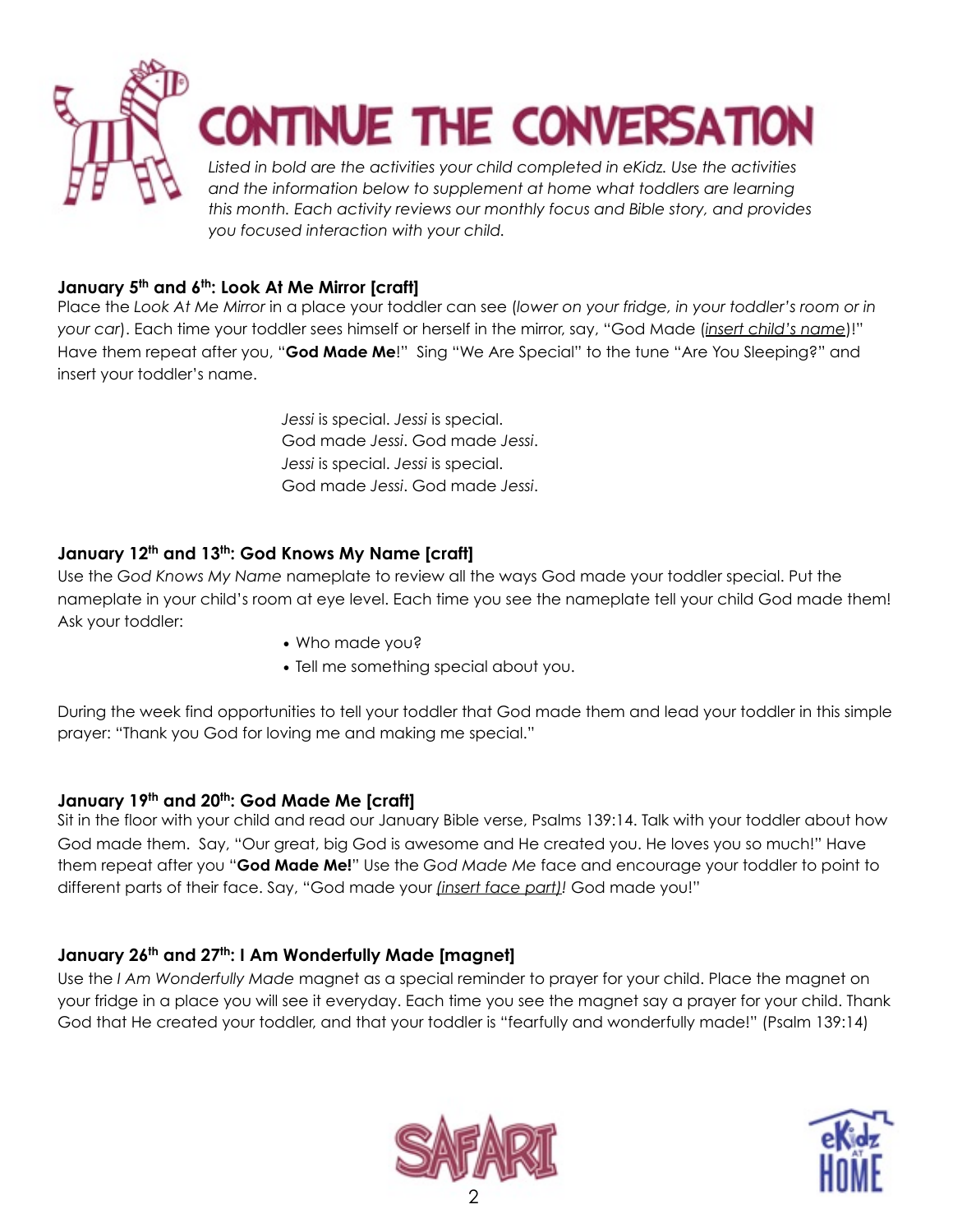# CONTINUE THE CONVERSATION

*Listed in bold are the activities your child completed in eKidz. Use the activities and the information below to supplement at home what toddlers are learning this month. Each activity reviews our monthly focus and Bible story, and provides you focused interaction with your child.*

**January 5th and 6th: Look At Me Mirror [craft]**

Place the *Look At Me Mirror* in a place your toddler can see (*lower on your fridge, in your toddler's room or in your car*). Each time your toddler sees himself or herself in the mirror, say, "God Made (*insert child's name*)!" Have them repeat after you, "**God Made Me**!" Sing "We Are Special" to the tune "Are You Sleeping?" and insert your toddler's name.

*Jessi* is special. *Jessi* is special.
God made *Jessi*. God made *Jessi*.
*Jessi* is special. *Jessi* is special.
God made *Jessi*. God made *Jessi*.

**January 12th and 13th: God Knows My Name [craft]**

Use the *God Knows My Name* nameplate to review all the ways God made your toddler special. Put the nameplate in your child's room at eye level. Each time you see the nameplate tell your child God made them! Ask your toddler:

- Who made you?
- Tell me something special about you.

During the week find opportunities to tell your toddler that God made them and lead your toddler in this simple prayer: "Thank you God for loving me and making me special."

**January 19th and 20th: God Made Me [craft]**

Sit in the floor with your child and read our January Bible verse, Psalms 139:14. Talk with your toddler about how God made them. Say, "Our great, big God is awesome and He created you. He loves you so much!" Have them repeat after you "**God Made Me!**" Use the *God Made Me* face and encourage your toddler to point to different parts of their face. Say, "God made your *(insert face part)!* God made you!"

**January 26th and 27th: I Am Wonderfully Made [magnet]**

Use the *I Am Wonderfully Made* magnet as a special reminder to prayer for your child. Place the magnet on your fridge in a place you will see it everyday. Each time you see the magnet say a prayer for your child. Thank God that He created your toddler, and that your toddler is "fearfully and wonderfully made!" (Psalm 139:14)

SAFARI

eKidz AT HOME